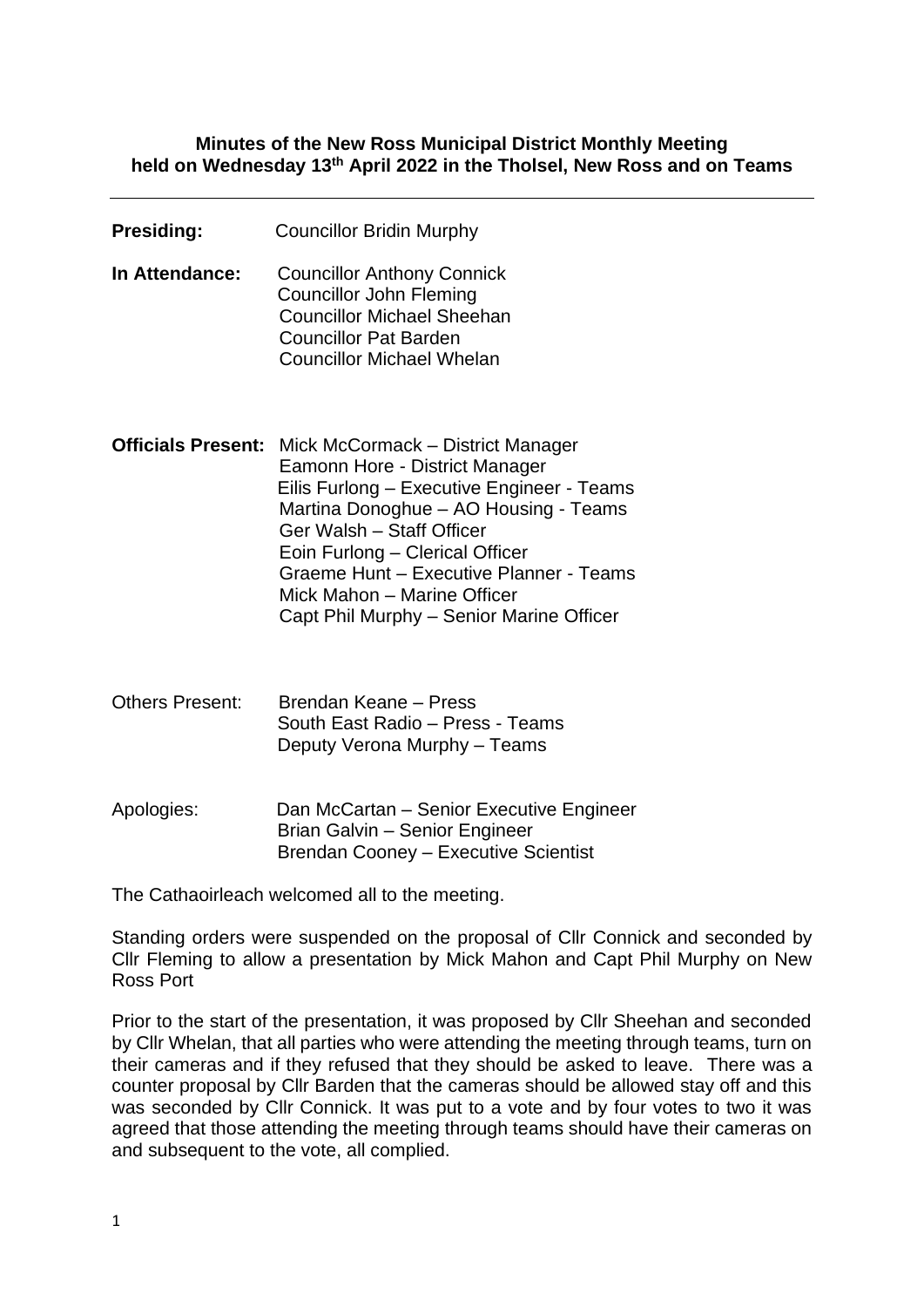**Minutes of the New Ross Municipal District Monthly Meeting held on Wednesday 13th April 2022 in the Tholsel, New Ross and on Teams**

---

**Presiding:** Councillor Bridin Murphy

**In Attendance:** Councillor Anthony Connick
Councillor John Fleming
Councillor Michael Sheehan
Councillor Pat Barden
Councillor Michael Whelan

**Officials Present:** Mick McCormack – District Manager
Eamonn Hore - District Manager
Eilis Furlong – Executive Engineer - Teams
Martina Donoghue – AO Housing - Teams
Ger Walsh – Staff Officer
Eoin Furlong – Clerical Officer
Graeme Hunt – Executive Planner - Teams
Mick Mahon – Marine Officer
Capt Phil Murphy – Senior Marine Officer

Others Present: Brendan Keane – Press
South East Radio – Press - Teams
Deputy Verona Murphy – Teams

Apologies: Dan McCartan – Senior Executive Engineer
Brian Galvin – Senior Engineer
Brendan Cooney – Executive Scientist

The Cathaoirleach welcomed all to the meeting.

Standing orders were suspended on the proposal of Cllr Connick and seconded by Cllr Fleming to allow a presentation by Mick Mahon and Capt Phil Murphy on New Ross Port

Prior to the start of the presentation, it was proposed by Cllr Sheehan and seconded by Cllr Whelan, that all parties who were attending the meeting through teams, turn on their cameras and if they refused that they should be asked to leave. There was a counter proposal by Cllr Barden that the cameras should be allowed stay off and this was seconded by Cllr Connick. It was put to a vote and by four votes to two it was agreed that those attending the meeting through teams should have their cameras on and subsequent to the vote, all complied.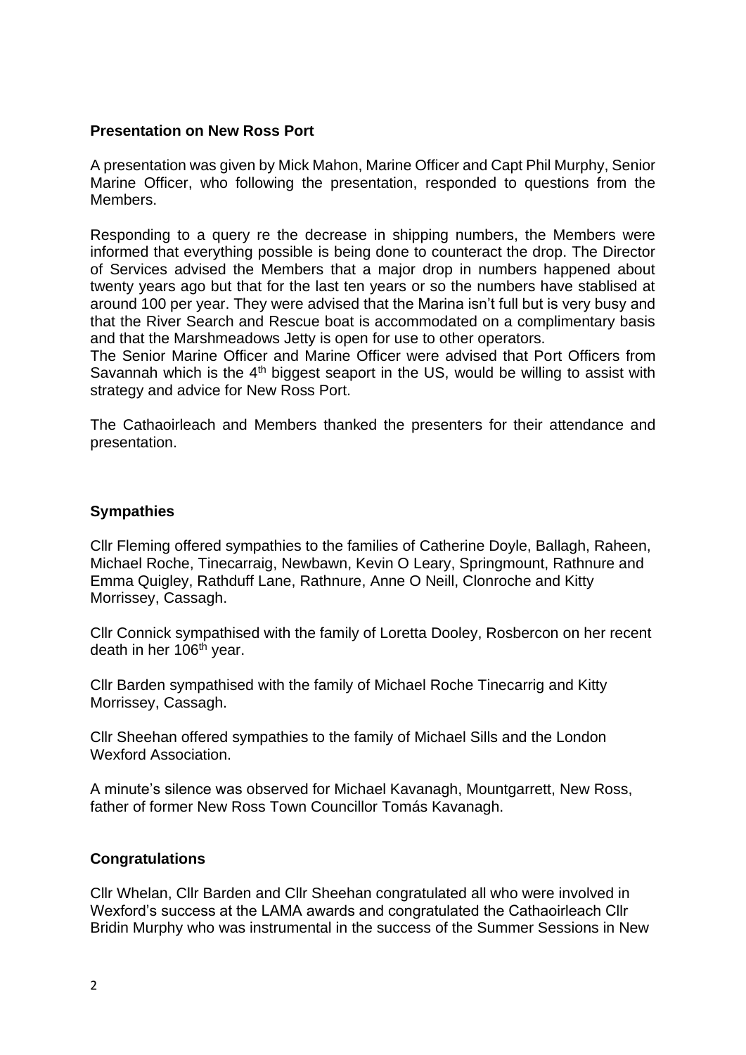**Presentation on New Ross Port**

A presentation was given by Mick Mahon, Marine Officer and Capt Phil Murphy, Senior Marine Officer, who following the presentation, responded to questions from the Members.

Responding to a query re the decrease in shipping numbers, the Members were informed that everything possible is being done to counteract the drop. The Director of Services advised the Members that a major drop in numbers happened about twenty years ago but that for the last ten years or so the numbers have stablised at around 100 per year. They were advised that the Marina isn't full but is very busy and that the River Search and Rescue boat is accommodated on a complimentary basis and that the Marshmeadows Jetty is open for use to other operators.
The Senior Marine Officer and Marine Officer were advised that Port Officers from Savannah which is the 4th biggest seaport in the US, would be willing to assist with strategy and advice for New Ross Port.

The Cathaoirleach and Members thanked the presenters for their attendance and presentation.

**Sympathies**

Cllr Fleming offered sympathies to the families of Catherine Doyle, Ballagh, Raheen, Michael Roche, Tinecarraig, Newbawn, Kevin O Leary, Springmount, Rathnure and Emma Quigley, Rathduff Lane, Rathnure, Anne O Neill, Clonroche and Kitty Morrissey, Cassagh.

Cllr Connick sympathised with the family of Loretta Dooley, Rosbercon on her recent death in her 106th year.

Cllr Barden sympathised with the family of Michael Roche Tinecarrig and Kitty Morrissey, Cassagh.

Cllr Sheehan offered sympathies to the family of Michael Sills and the London Wexford Association.

A minute's silence was observed for Michael Kavanagh, Mountgarrett, New Ross, father of former New Ross Town Councillor Tomás Kavanagh.

**Congratulations**

Cllr Whelan, Cllr Barden and Cllr Sheehan congratulated all who were involved in Wexford's success at the LAMA awards and congratulated the Cathaoirleach Cllr Bridin Murphy who was instrumental in the success of the Summer Sessions in New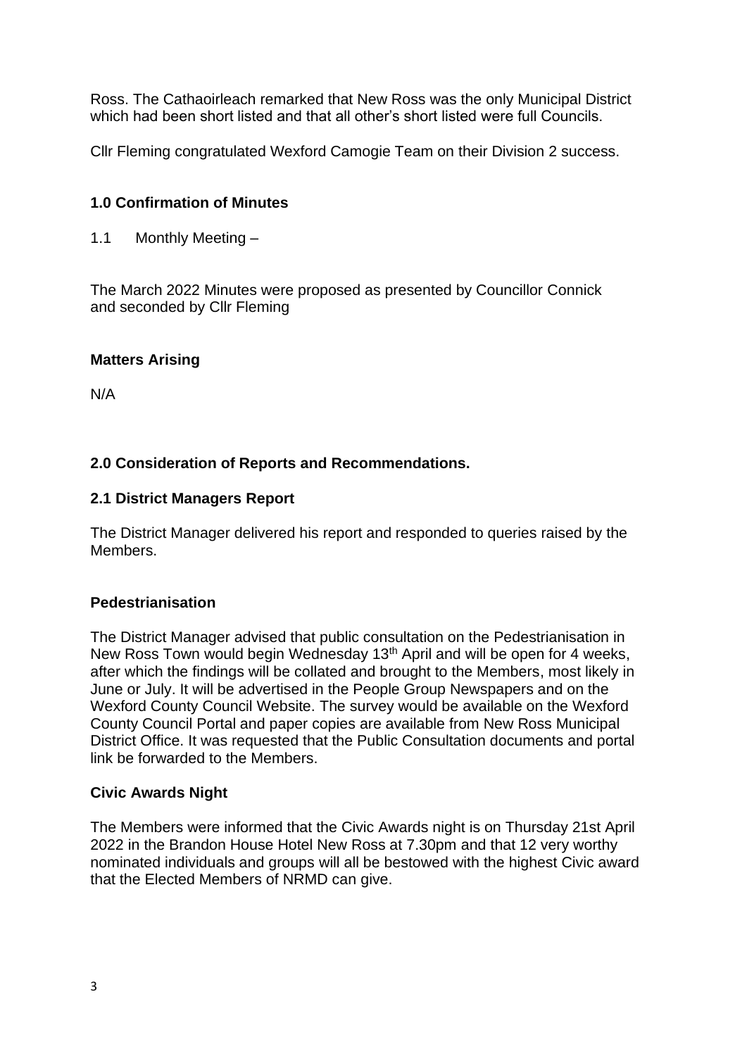Ross. The Cathaoirleach remarked that New Ross was the only Municipal District which had been short listed and that all other's short listed were full Councils.

Cllr Fleming congratulated Wexford Camogie Team on their Division 2 success.

### 1.0 Confirmation of Minutes

1.1 Monthly Meeting –

The March 2022 Minutes were proposed as presented by Councillor Connick and seconded by Cllr Fleming

### Matters Arising

N/A

### 2.0 Consideration of Reports and Recommendations.

### 2.1 District Managers Report

The District Manager delivered his report and responded to queries raised by the Members.

### Pedestrianisation

The District Manager advised that public consultation on the Pedestrianisation in New Ross Town would begin Wednesday 13th April and will be open for 4 weeks, after which the findings will be collated and brought to the Members, most likely in June or July. It will be advertised in the People Group Newspapers and on the Wexford County Council Website. The survey would be available on the Wexford County Council Portal and paper copies are available from New Ross Municipal District Office. It was requested that the Public Consultation documents and portal link be forwarded to the Members.

### Civic Awards Night

The Members were informed that the Civic Awards night is on Thursday 21st April 2022 in the Brandon House Hotel New Ross at 7.30pm and that 12 very worthy nominated individuals and groups will all be bestowed with the highest Civic award that the Elected Members of NRMD can give.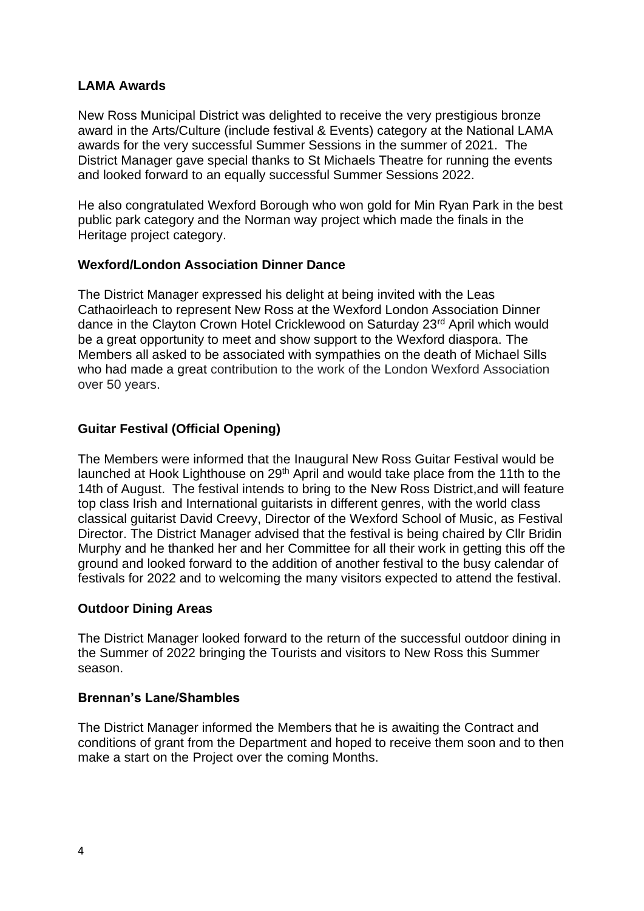### LAMA Awards

New Ross Municipal District was delighted to receive the very prestigious bronze award in the Arts/Culture (include festival & Events) category at the National LAMA awards for the very successful Summer Sessions in the summer of 2021. The District Manager gave special thanks to St Michaels Theatre for running the events and looked forward to an equally successful Summer Sessions 2022.

He also congratulated Wexford Borough who won gold for Min Ryan Park in the best public park category and the Norman way project which made the finals in the Heritage project category.

### Wexford/London Association Dinner Dance

The District Manager expressed his delight at being invited with the Leas Cathaoirleach to represent New Ross at the Wexford London Association Dinner dance in the Clayton Crown Hotel Cricklewood on Saturday 23rd April which would be a great opportunity to meet and show support to the Wexford diaspora. The Members all asked to be associated with sympathies on the death of Michael Sills who had made a great contribution to the work of the London Wexford Association over 50 years.

### Guitar Festival (Official Opening)

The Members were informed that the Inaugural New Ross Guitar Festival would be launched at Hook Lighthouse on 29th April and would take place from the 11th to the 14th of August. The festival intends to bring to the New Ross District,and will feature top class Irish and International guitarists in different genres, with the world class classical guitarist David Creevy, Director of the Wexford School of Music, as Festival Director. The District Manager advised that the festival is being chaired by Cllr Bridin Murphy and he thanked her and her Committee for all their work in getting this off the ground and looked forward to the addition of another festival to the busy calendar of festivals for 2022 and to welcoming the many visitors expected to attend the festival.

### Outdoor Dining Areas

The District Manager looked forward to the return of the successful outdoor dining in the Summer of 2022 bringing the Tourists and visitors to New Ross this Summer season.

### Brennan's Lane/Shambles

The District Manager informed the Members that he is awaiting the Contract and conditions of grant from the Department and hoped to receive them soon and to then make a start on the Project over the coming Months.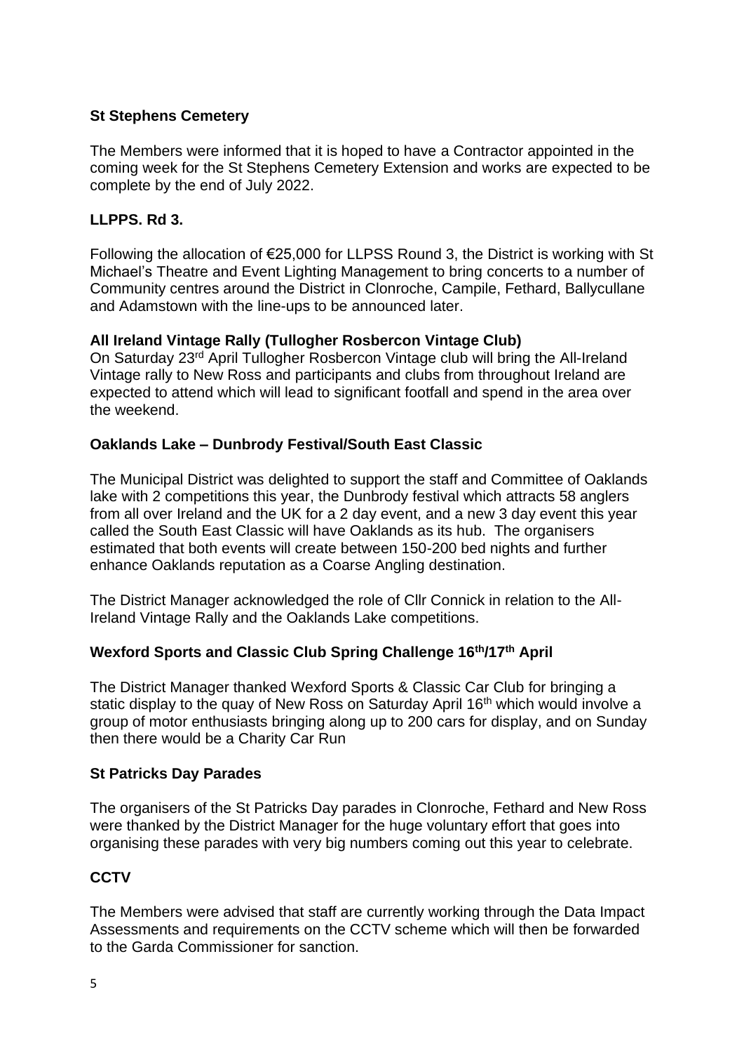**St Stephens Cemetery**

The Members were informed that it is hoped to have a Contractor appointed in the coming week for the St Stephens Cemetery Extension and works are expected to be complete by the end of July 2022.

**LLPPS. Rd 3.**

Following the allocation of €25,000 for LLPSS Round 3, the District is working with St Michael's Theatre and Event Lighting Management to bring concerts to a number of Community centres around the District in Clonroche, Campile, Fethard, Ballycullane and Adamstown with the line-ups to be announced later.

**All Ireland Vintage Rally (Tullogher Rosbercon Vintage Club)**

On Saturday 23rd April Tullogher Rosbercon Vintage club will bring the All-Ireland Vintage rally to New Ross and participants and clubs from throughout Ireland are expected to attend which will lead to significant footfall and spend in the area over the weekend.

**Oaklands Lake – Dunbrody Festival/South East Classic**

The Municipal District was delighted to support the staff and Committee of Oaklands lake with 2 competitions this year, the Dunbrody festival which attracts 58 anglers from all over Ireland and the UK for a 2 day event, and a new 3 day event this year called the South East Classic will have Oaklands as its hub. The organisers estimated that both events will create between 150-200 bed nights and further enhance Oaklands reputation as a Coarse Angling destination.

The District Manager acknowledged the role of Cllr Connick in relation to the All-Ireland Vintage Rally and the Oaklands Lake competitions.

**Wexford Sports and Classic Club Spring Challenge 16th/17th April**

The District Manager thanked Wexford Sports & Classic Car Club for bringing a static display to the quay of New Ross on Saturday April 16th which would involve a group of motor enthusiasts bringing along up to 200 cars for display, and on Sunday then there would be a Charity Car Run

**St Patricks Day Parades**

The organisers of the St Patricks Day parades in Clonroche, Fethard and New Ross were thanked by the District Manager for the huge voluntary effort that goes into organising these parades with very big numbers coming out this year to celebrate.

**CCTV**

The Members were advised that staff are currently working through the Data Impact Assessments and requirements on the CCTV scheme which will then be forwarded to the Garda Commissioner for sanction.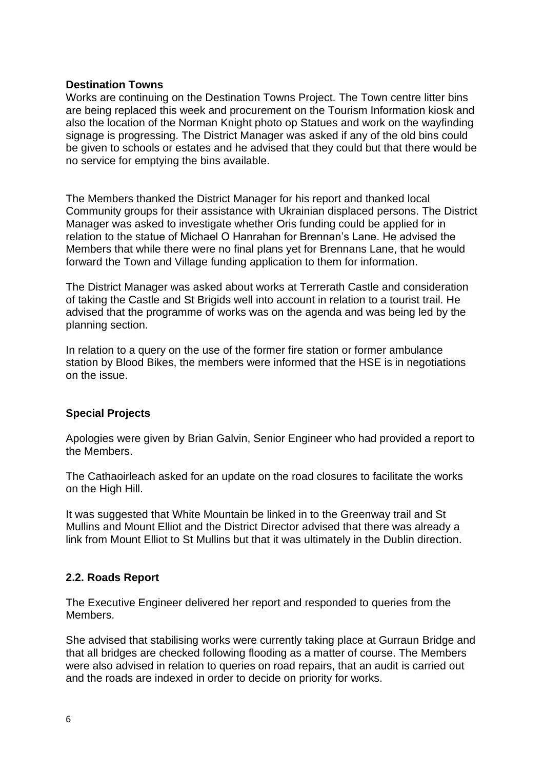**Destination Towns**

Works are continuing on the Destination Towns Project. The Town centre litter bins are being replaced this week and procurement on the Tourism Information kiosk and also the location of the Norman Knight photo op Statues and work on the wayfinding signage is progressing. The District Manager was asked if any of the old bins could be given to schools or estates and he advised that they could but that there would be no service for emptying the bins available.

The Members thanked the District Manager for his report and thanked local Community groups for their assistance with Ukrainian displaced persons. The District Manager was asked to investigate whether Oris funding could be applied for in relation to the statue of Michael O Hanrahan for Brennan's Lane. He advised the Members that while there were no final plans yet for Brennans Lane, that he would forward the Town and Village funding application to them for information.

The District Manager was asked about works at Terrerath Castle and consideration of taking the Castle and St Brigids well into account in relation to a tourist trail. He advised that the programme of works was on the agenda and was being led by the planning section.

In relation to a query on the use of the former fire station or former ambulance station by Blood Bikes, the members were informed that the HSE is in negotiations on the issue.

**Special Projects**

Apologies were given by Brian Galvin, Senior Engineer who had provided a report to the Members.

The Cathaoirleach asked for an update on the road closures to facilitate the works on the High Hill.

It was suggested that White Mountain be linked in to the Greenway trail and St Mullins and Mount Elliot and the District Director advised that there was already a link from Mount Elliot to St Mullins but that it was ultimately in the Dublin direction.

## 2.2. Roads Report

The Executive Engineer delivered her report and responded to queries from the Members.

She advised that stabilising works were currently taking place at Gurraun Bridge and that all bridges are checked following flooding as a matter of course. The Members were also advised in relation to queries on road repairs, that an audit is carried out and the roads are indexed in order to decide on priority for works.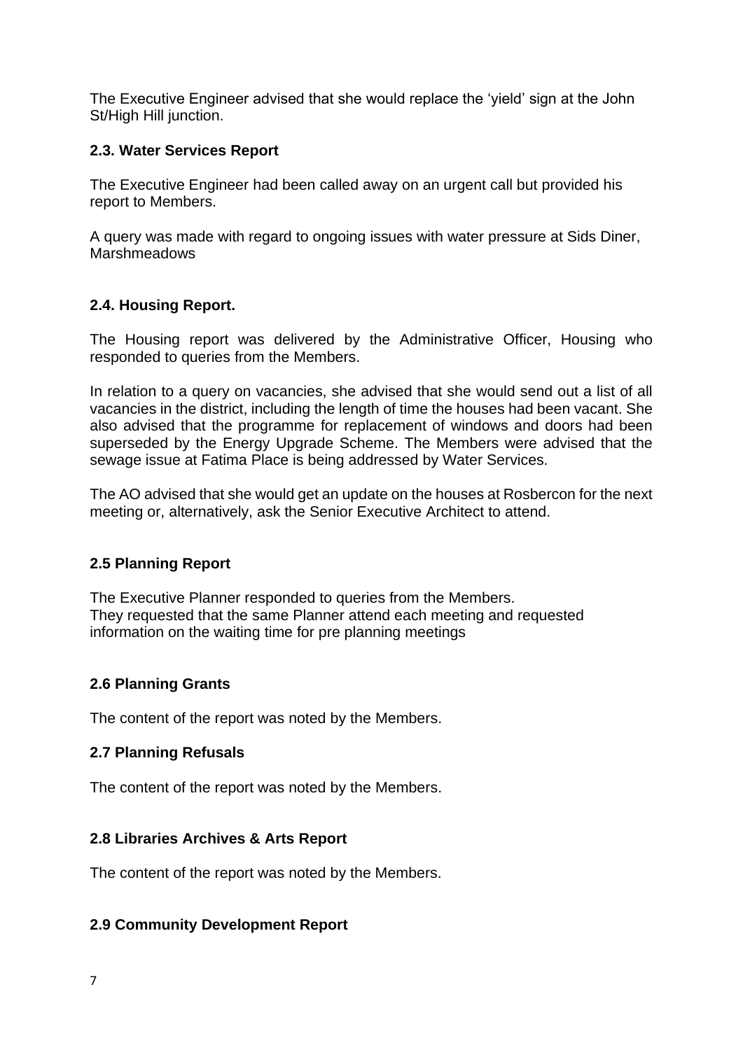The Executive Engineer advised that she would replace the 'yield' sign at the John St/High Hill junction.

### 2.3. Water Services Report

The Executive Engineer had been called away on an urgent call but provided his report to Members.

A query was made with regard to ongoing issues with water pressure at Sids Diner, Marshmeadows

### 2.4. Housing Report.

The Housing report was delivered by the Administrative Officer, Housing who responded to queries from the Members.

In relation to a query on vacancies, she advised that she would send out a list of all vacancies in the district, including the length of time the houses had been vacant. She also advised that the programme for replacement of windows and doors had been superseded by the Energy Upgrade Scheme. The Members were advised that the sewage issue at Fatima Place is being addressed by Water Services.

The AO advised that she would get an update on the houses at Rosbercon for the next meeting or, alternatively, ask the Senior Executive Architect to attend.

### 2.5 Planning Report

The Executive Planner responded to queries from the Members.
They requested that the same Planner attend each meeting and requested information on the waiting time for pre planning meetings

### 2.6 Planning Grants

The content of the report was noted by the Members.

### 2.7 Planning Refusals

The content of the report was noted by the Members.

### 2.8 Libraries Archives & Arts Report

The content of the report was noted by the Members.

### 2.9 Community Development Report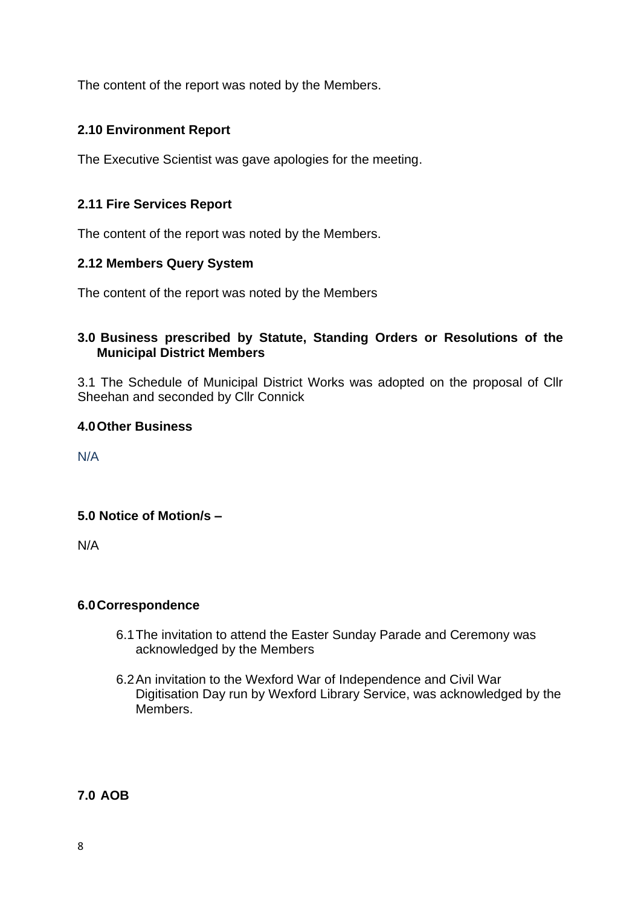The content of the report was noted by the Members.

### 2.10 Environment Report

The Executive Scientist was gave apologies for the meeting.

### 2.11 Fire Services Report

The content of the report was noted by the Members.

### 2.12 Members Query System

The content of the report was noted by the Members

## 3.0 Business prescribed by Statute, Standing Orders or Resolutions of the Municipal District Members

3.1 The Schedule of Municipal District Works was adopted on the proposal of Cllr Sheehan and seconded by Cllr Connick

## 4.0 Other Business

N/A

## 5.0 Notice of Motion/s –

N/A

## 6.0 Correspondence

6.1 The invitation to attend the Easter Sunday Parade and Ceremony was acknowledged by the Members

6.2 An invitation to the Wexford War of Independence and Civil War Digitisation Day run by Wexford Library Service, was acknowledged by the Members.

## 7.0 AOB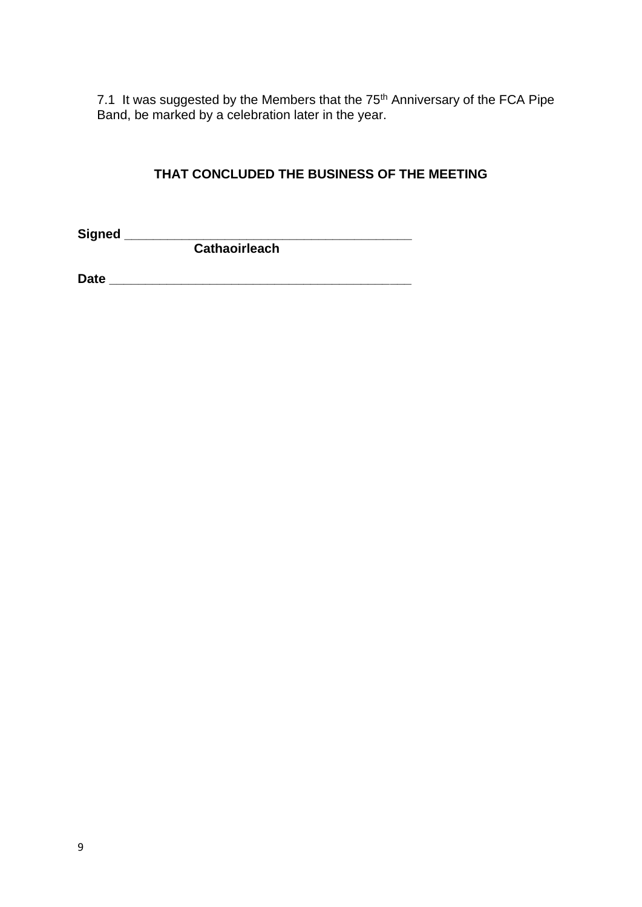7.1 It was suggested by the Members that the 75th Anniversary of the FCA Pipe Band, be marked by a celebration later in the year.

**THAT CONCLUDED THE BUSINESS OF THE MEETING**

**Signed ________________________________________**
**Cathaoirleach**

**Date __________________________________________**